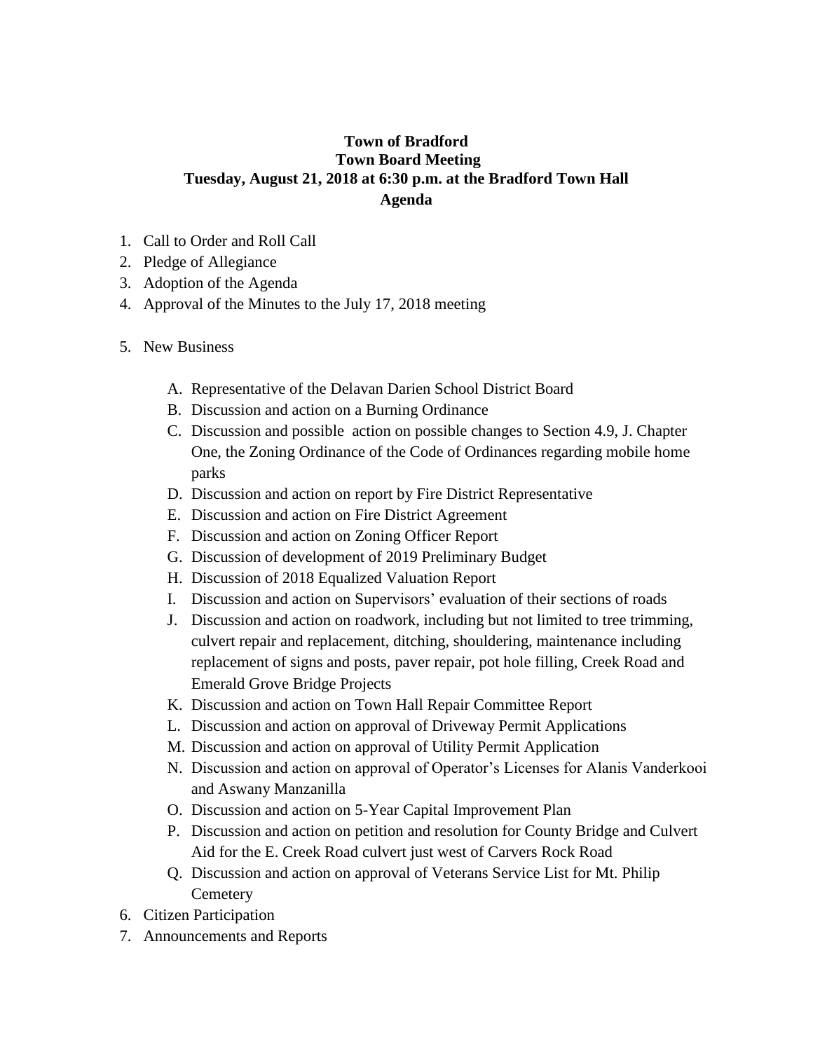**Town of Bradford**
**Town Board Meeting**
**Tuesday, August 21, 2018 at 6:30 p.m. at the Bradford Town Hall**
**Agenda**

1. Call to Order and Roll Call
2. Pledge of Allegiance
3. Adoption of the Agenda
4. Approval of the Minutes to the July 17, 2018 meeting

5. New Business

   A. Representative of the Delavan Darien School District Board
   B. Discussion and action on a Burning Ordinance
   C. Discussion and possible action on possible changes to Section 4.9, J. Chapter One, the Zoning Ordinance of the Code of Ordinances regarding mobile home parks
   D. Discussion and action on report by Fire District Representative
   E. Discussion and action on Fire District Agreement
   F. Discussion and action on Zoning Officer Report
   G. Discussion of development of 2019 Preliminary Budget
   H. Discussion of 2018 Equalized Valuation Report
   I. Discussion and action on Supervisors' evaluation of their sections of roads
   J. Discussion and action on roadwork, including but not limited to tree trimming, culvert repair and replacement, ditching, shouldering, maintenance including replacement of signs and posts, paver repair, pot hole filling, Creek Road and Emerald Grove Bridge Projects
   K. Discussion and action on Town Hall Repair Committee Report
   L. Discussion and action on approval of Driveway Permit Applications
   M. Discussion and action on approval of Utility Permit Application
   N. Discussion and action on approval of Operator's Licenses for Alanis Vanderkooi and Aswany Manzanilla
   O. Discussion and action on 5-Year Capital Improvement Plan
   P. Discussion and action on petition and resolution for County Bridge and Culvert Aid for the E. Creek Road culvert just west of Carvers Rock Road
   Q. Discussion and action on approval of Veterans Service List for Mt. Philip Cemetery

6. Citizen Participation
7. Announcements and Reports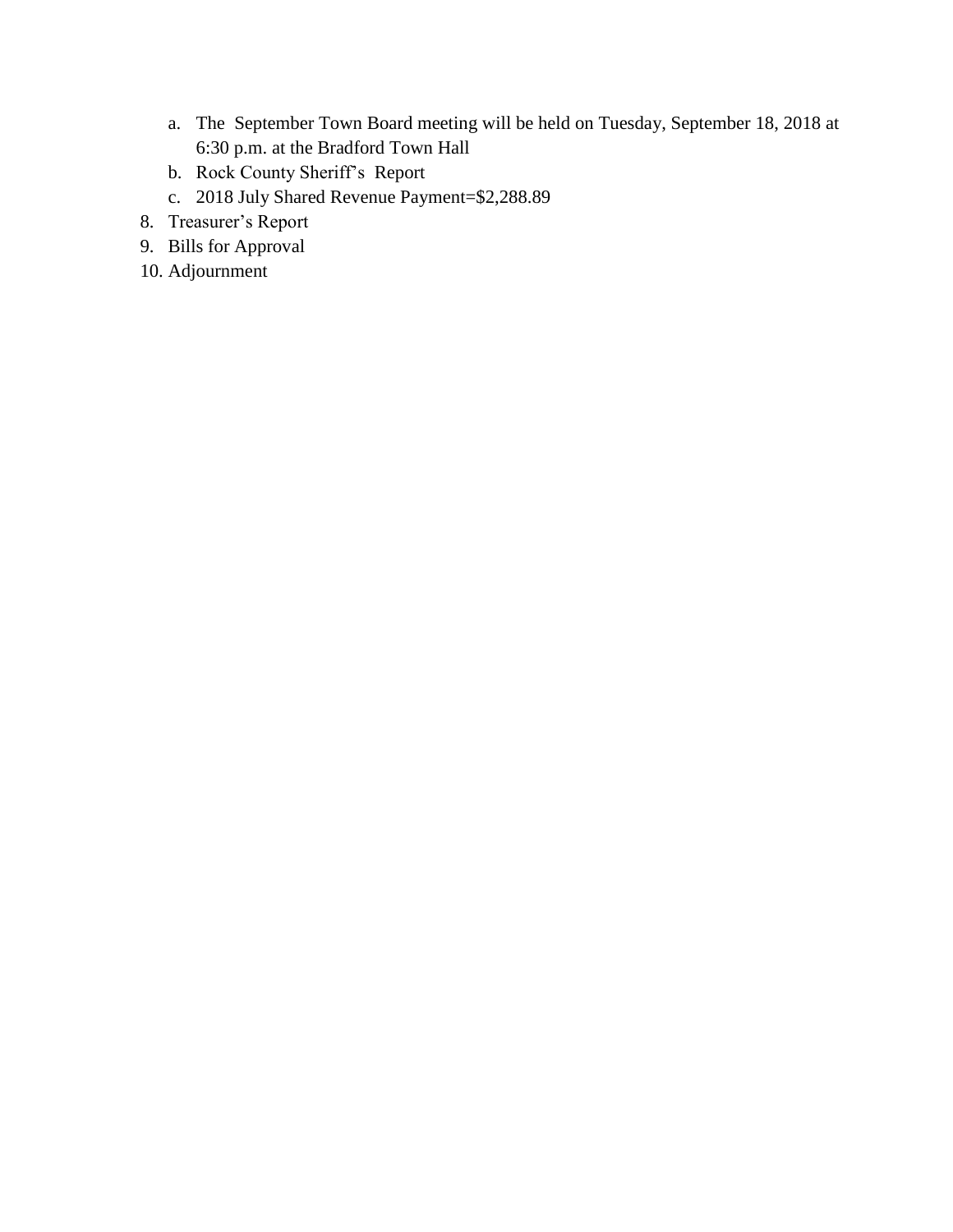a. The September Town Board meeting will be held on Tuesday, September 18, 2018 at 6:30 p.m. at the Bradford Town Hall
   b. Rock County Sheriff's Report
   c. 2018 July Shared Revenue Payment=$2,288.89

8. Treasurer's Report
9. Bills for Approval
10. Adjournment